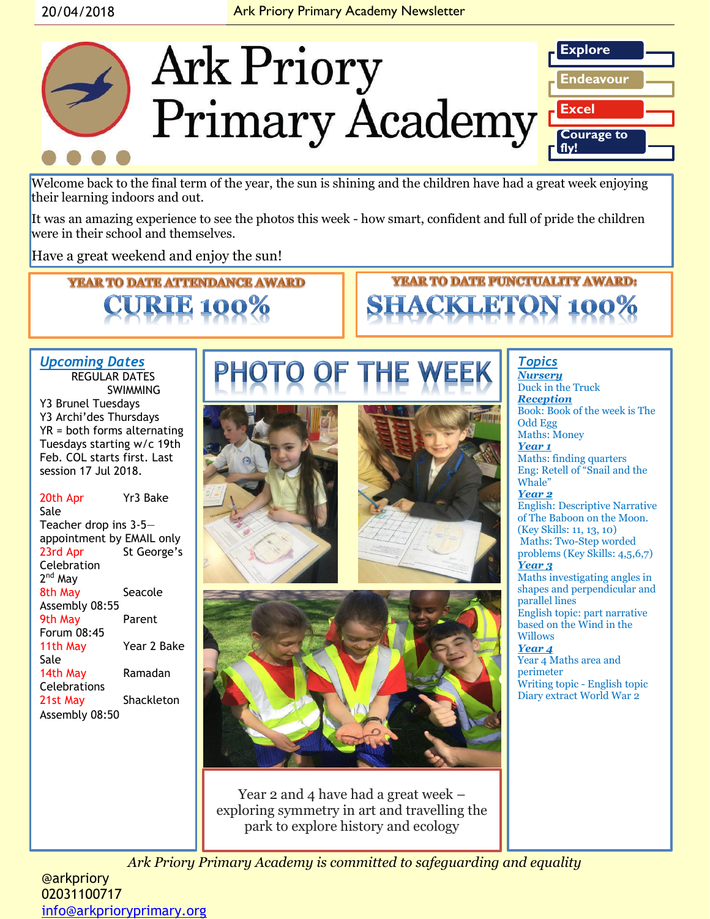# Ark Priory Primary Academy

Explore

Endeavour

Excel

Courage to fly!

Welcome back to the final term of the year, the sun is shining and the children have had a great week enjoying their learning indoors and out.

It was an amazing experience to see the photos this week - how smart, confident and full of pride the children were in their school and themselves.

Have a great weekend and enjoy the sun!

**YEAR TO DATE ATTENDANCE AWARD**

**CURIE 100%**

**YEAR TO DATE PUNCTUALITY AWARD:**

**SHACKLETON 100%**

## Upcoming Dates

REGULAR DATES

SWIMMING

Y3 Brunel Tuesdays

Y3 Archi'des Thursdays

YR = both forms alternating Tuesdays starting w/c 19th Feb. COL starts first. Last session 17 Jul 2018.

20th Apr Yr3 Bake Sale

Teacher drop ins 3-5— appointment by EMAIL only

23rd Apr St George's Celebration

2nd May

8th May Seacole Assembly 08:55

9th May Parent Forum 08:45

11th May Year 2 Bake Sale

14th May Ramadan Celebrations

21st May Shackleton Assembly 08:50

## PHOTO OF THE WEEK

Year 2 and 4 have had a great week – exploring symmetry in art and travelling the park to explore history and ecology

## Topics

**Nursery**

Duck in the Truck

**Reception**

Book: Book of the week is The Odd Egg

Maths: Money

**Year 1**

Maths: finding quarters

Eng: Retell of "Snail and the Whale"

**Year 2**

English: Descriptive Narrative of The Baboon on the Moon. (Key Skills: 11, 13, 10)

Maths: Two-Step worded problems (Key Skills: 4,5,6,7)

**Year 3**

Maths investigating angles in shapes and perpendicular and parallel lines

English topic: part narrative based on the Wind in the Willows

**Year 4**

Year 4 Maths area and perimeter

Writing topic - English topic Diary extract World War 2

*Ark Priory Primary Academy is committed to safeguarding and equality*

@arkpriory

02031100717

info@arkprioryprimary.org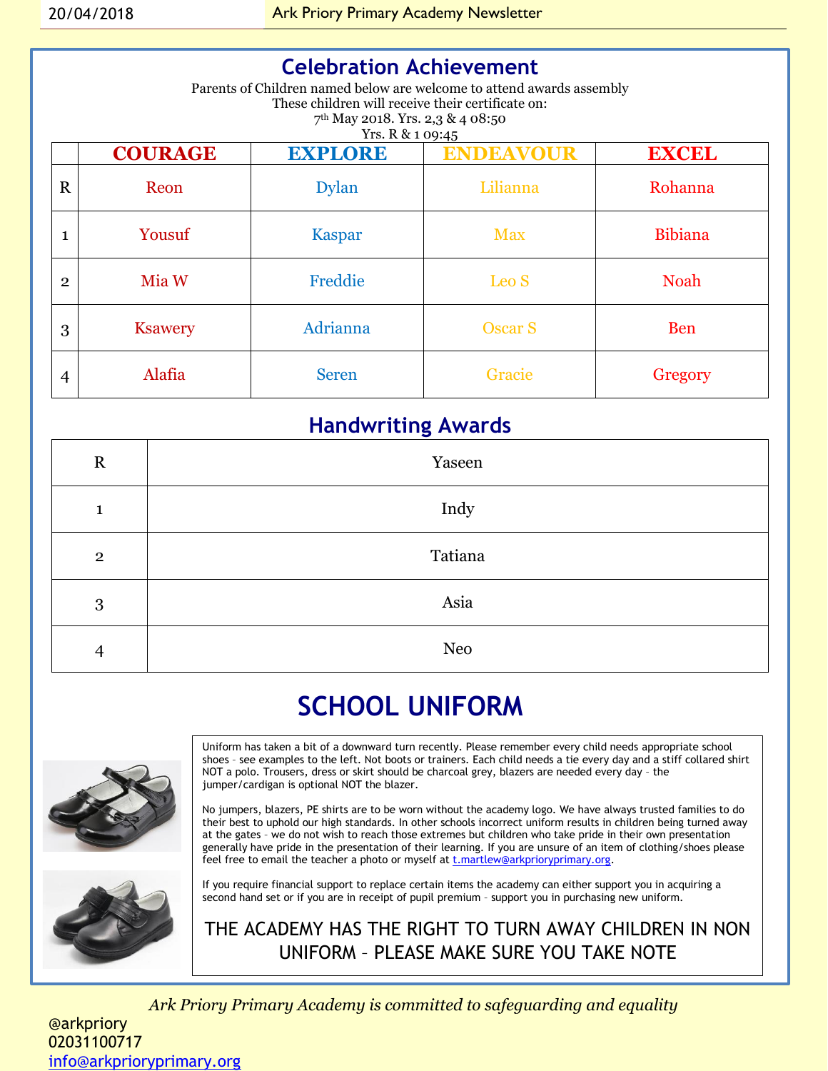## Celebration Achievement

Parents of Children named below are welcome to attend awards assembly
These children will receive their certificate on:
7th May 2018. Yrs. 2,3 & 4 08:50
Yrs. R & 1 09:45

| | COURAGE | EXPLORE | ENDEAVOUR | EXCEL |
|---|---|---|---|---|
| R | Reon | Dylan | Lilianna | Rohanna |
| 1 | Yousuf | Kaspar | Max | Bibiana |
| 2 | Mia W | Freddie | Leo S | Noah |
| 3 | Ksawery | Adrianna | Oscar S | Ben |
| 4 | Alafia | Seren | Gracie | Gregory |

## Handwriting Awards

| | |
|---|---|
| R | Yaseen |
| 1 | Indy |
| 2 | Tatiana |
| 3 | Asia |
| 4 | Neo |

## SCHOOL UNIFORM

Uniform has taken a bit of a downward turn recently. Please remember every child needs appropriate school shoes – see examples to the left. Not boots or trainers. Each child needs a tie every day and a stiff collared shirt NOT a polo. Trousers, dress or skirt should be charcoal grey, blazers are needed every day – the jumper/cardigan is optional NOT the blazer.

No jumpers, blazers, PE shirts are to be worn without the academy logo. We have always trusted families to do their best to uphold our high standards. In other schools incorrect uniform results in children being turned away at the gates – we do not wish to reach those extremes but children who take pride in their own presentation generally have pride in the presentation of their learning. If you are unsure of an item of clothing/shoes please feel free to email the teacher a photo or myself at t.martlew@arkprioryprimary.org.

If you require financial support to replace certain items the academy can either support you in acquiring a second hand set or if you are in receipt of pupil premium – support you in purchasing new uniform.

THE ACADEMY HAS THE RIGHT TO TURN AWAY CHILDREN IN NON UNIFORM – PLEASE MAKE SURE YOU TAKE NOTE

*Ark Priory Primary Academy is committed to safeguarding and equality*

@arkpriory
02031100717
info@arkprioryprimary.org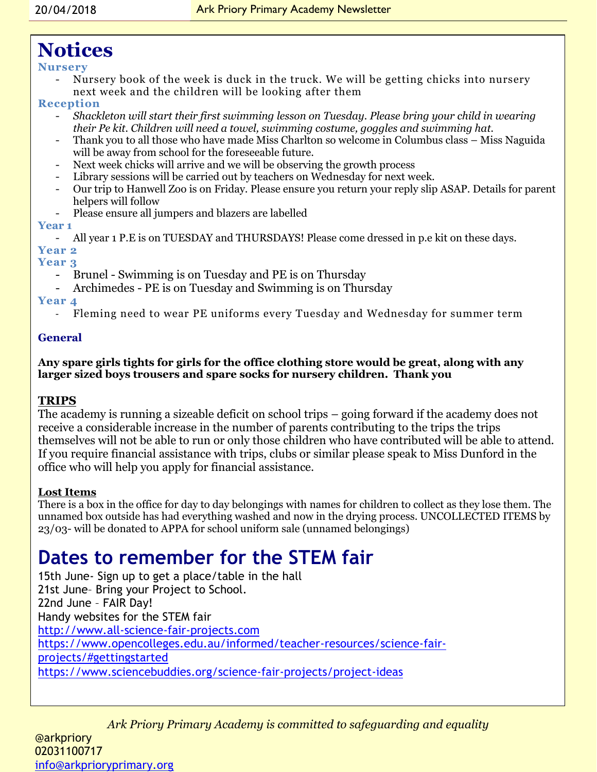# Notices

### Nursery

- Nursery book of the week is duck in the truck. We will be getting chicks into nursery next week and the children will be looking after them

### Reception

- *Shackleton will start their first swimming lesson on Tuesday. Please bring your child in wearing their Pe kit. Children will need a towel, swimming costume, goggles and swimming hat.*
- Thank you to all those who have made Miss Charlton so welcome in Columbus class – Miss Naguida will be away from school for the foreseeable future.
- Next week chicks will arrive and we will be observing the growth process
- Library sessions will be carried out by teachers on Wednesday for next week.
- Our trip to Hanwell Zoo is on Friday. Please ensure you return your reply slip ASAP. Details for parent helpers will follow
- Please ensure all jumpers and blazers are labelled

### Year 1

- All year 1 P.E is on TUESDAY and THURSDAYS! Please come dressed in p.e kit on these days.

### Year 2

### Year 3

- Brunel - Swimming is on Tuesday and PE is on Thursday
- Archimedes - PE is on Tuesday and Swimming is on Thursday

### Year 4

- Fleming need to wear PE uniforms every Tuesday and Wednesday for summer term

### General

**Any spare girls tights for girls for the office clothing store would be great, along with any larger sized boys trousers and spare socks for nursery children. Thank you**

**TRIPS**

The academy is running a sizeable deficit on school trips – going forward if the academy does not receive a considerable increase in the number of parents contributing to the trips the trips themselves will not be able to run or only those children who have contributed will be able to attend. If you require financial assistance with trips, clubs or similar please speak to Miss Dunford in the office who will help you apply for financial assistance.

**Lost Items**

There is a box in the office for day to day belongings with names for children to collect as they lose them. The unnamed box outside has had everything washed and now in the drying process. UNCOLLECTED ITEMS by 23/03- will be donated to APPA for school uniform sale (unnamed belongings)

## Dates to remember for the STEM fair

15th June- Sign up to get a place/table in the hall
21st June- Bring your Project to School.
22nd June – FAIR Day!
Handy websites for the STEM fair
http://www.all-science-fair-projects.com
https://www.opencolleges.edu.au/informed/teacher-resources/science-fair-projects/#gettingstarted
https://www.sciencebuddies.org/science-fair-projects/project-ideas

*Ark Priory Primary Academy is committed to safeguarding and equality*

@arkpriory
02031100717
info@arkprioryprimary.org